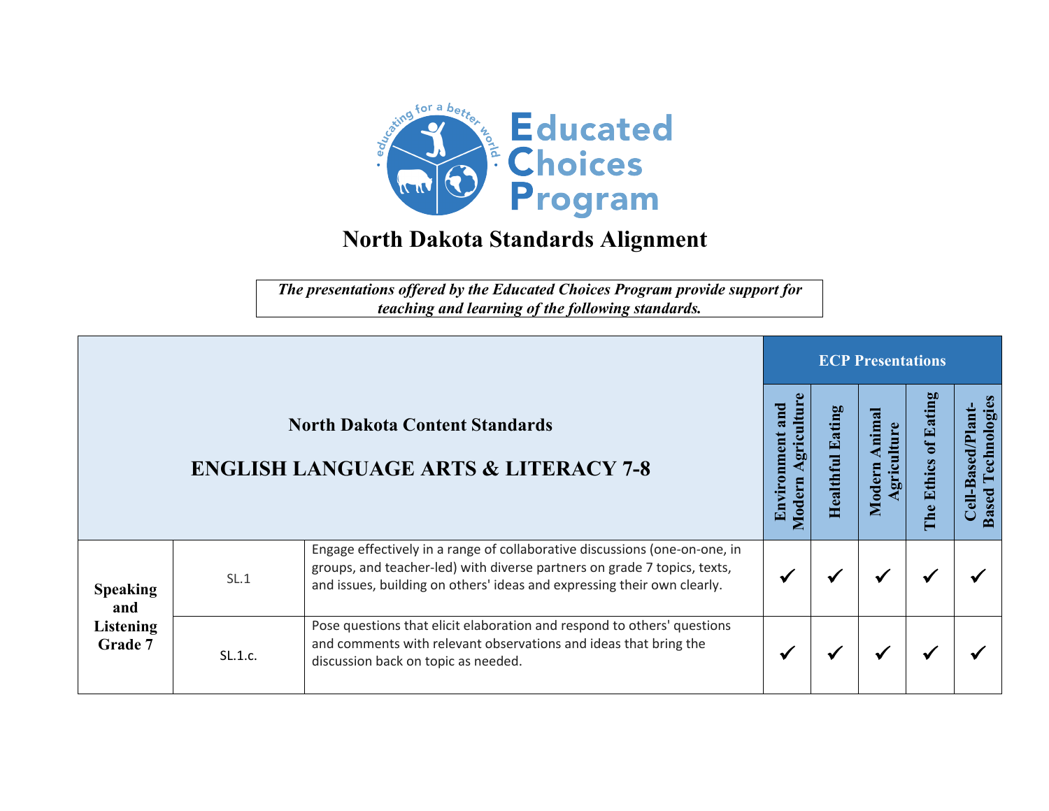Educated Choices Program

educating for a better world

# North Dakota Standards Alignment

***The presentations offered by the Educated Choices Program provide support for teaching and learning of the following standards.***

| North Dakota Content Standards<br>ENGLISH LANGUAGE ARTS & LITERACY 7-8 | | | ECP Presentations | | | | |
|---|---|---|---|---|---|---|---|
| | | | Environment and Modern Agriculture | Healthful Eating | Modern Animal Agriculture | The Ethics of Eating | Cell-Based/Plant-Based Technologies |
| **Speaking and Listening Grade 7** | SL.1 | Engage effectively in a range of collaborative discussions (one-on-one, in groups, and teacher-led) with diverse partners on grade 7 topics, texts, and issues, building on others' ideas and expressing their own clearly. | ✓ | ✓ | ✓ | ✓ | ✓ |
| | SL.1.c. | Pose questions that elicit elaboration and respond to others' questions and comments with relevant observations and ideas that bring the discussion back on topic as needed. | ✓ | ✓ | ✓ | ✓ | ✓ |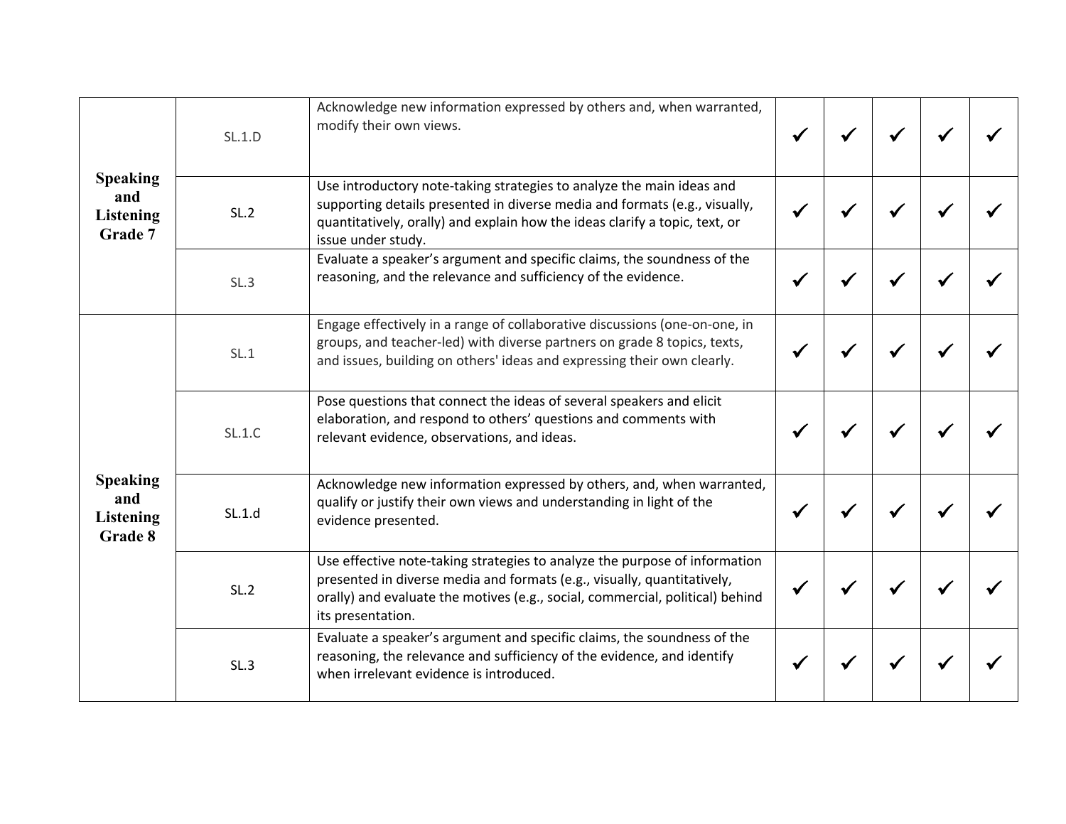| | | | | | | | |
|---|---|---|---|---|---|---|---|
| **Speaking and Listening Grade 7** | SL.1.D | Acknowledge new information expressed by others and, when warranted, modify their own views. | ✔ | ✔ | ✔ | ✔ | ✔ |
| | SL.2 | Use introductory note-taking strategies to analyze the main ideas and supporting details presented in diverse media and formats (e.g., visually, quantitatively, orally) and explain how the ideas clarify a topic, text, or issue under study. | ✔ | ✔ | ✔ | ✔ | ✔ |
| | SL.3 | Evaluate a speaker's argument and specific claims, the soundness of the reasoning, and the relevance and sufficiency of the evidence. | ✔ | ✔ | ✔ | ✔ | ✔ |
| **Speaking and Listening Grade 8** | SL.1 | Engage effectively in a range of collaborative discussions (one-on-one, in groups, and teacher-led) with diverse partners on grade 8 topics, texts, and issues, building on others' ideas and expressing their own clearly. | ✔ | ✔ | ✔ | ✔ | ✔ |
| | SL.1.C | Pose questions that connect the ideas of several speakers and elicit elaboration, and respond to others' questions and comments with relevant evidence, observations, and ideas. | ✔ | ✔ | ✔ | ✔ | ✔ |
| | SL.1.d | Acknowledge new information expressed by others, and, when warranted, qualify or justify their own views and understanding in light of the evidence presented. | ✔ | ✔ | ✔ | ✔ | ✔ |
| | SL.2 | Use effective note-taking strategies to analyze the purpose of information presented in diverse media and formats (e.g., visually, quantitatively, orally) and evaluate the motives (e.g., social, commercial, political) behind its presentation. | ✔ | ✔ | ✔ | ✔ | ✔ |
| | SL.3 | Evaluate a speaker's argument and specific claims, the soundness of the reasoning, the relevance and sufficiency of the evidence, and identify when irrelevant evidence is introduced. | ✔ | ✔ | ✔ | ✔ | ✔ |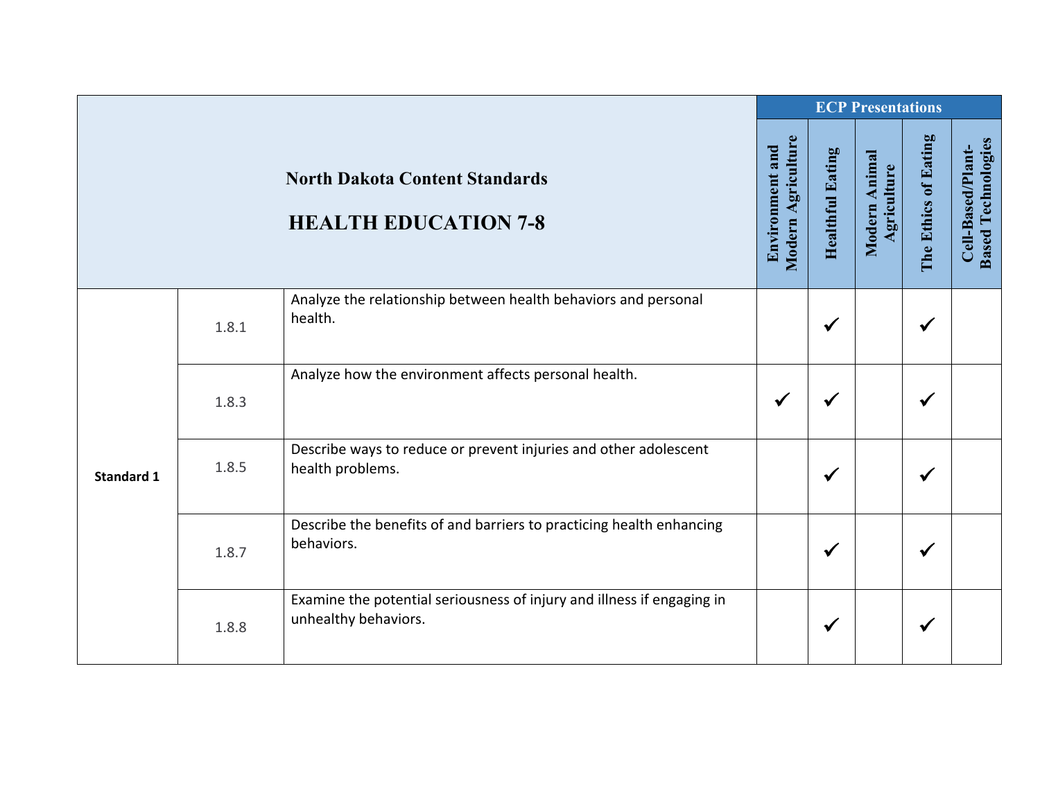| North Dakota Content Standards HEALTH EDUCATION 7-8 | | | ECP Presentations | | | | |
|---|---|---|---|---|---|---|---|
| | | | Environment and Modern Agriculture | Healthful Eating | Modern Animal Agriculture | The Ethics of Eating | Cell-Based/Plant-Based Technologies |
| **Standard 1** | 1.8.1 | Analyze the relationship between health behaviors and personal health. | | ✓ | | ✓ | |
| | 1.8.3 | Analyze how the environment affects personal health. | ✓ | ✓ | | ✓ | |
| | 1.8.5 | Describe ways to reduce or prevent injuries and other adolescent health problems. | | ✓ | | ✓ | |
| | 1.8.7 | Describe the benefits of and barriers to practicing health enhancing behaviors. | | ✓ | | ✓ | |
| | 1.8.8 | Examine the potential seriousness of injury and illness if engaging in unhealthy behaviors. | | ✓ | | ✓ | |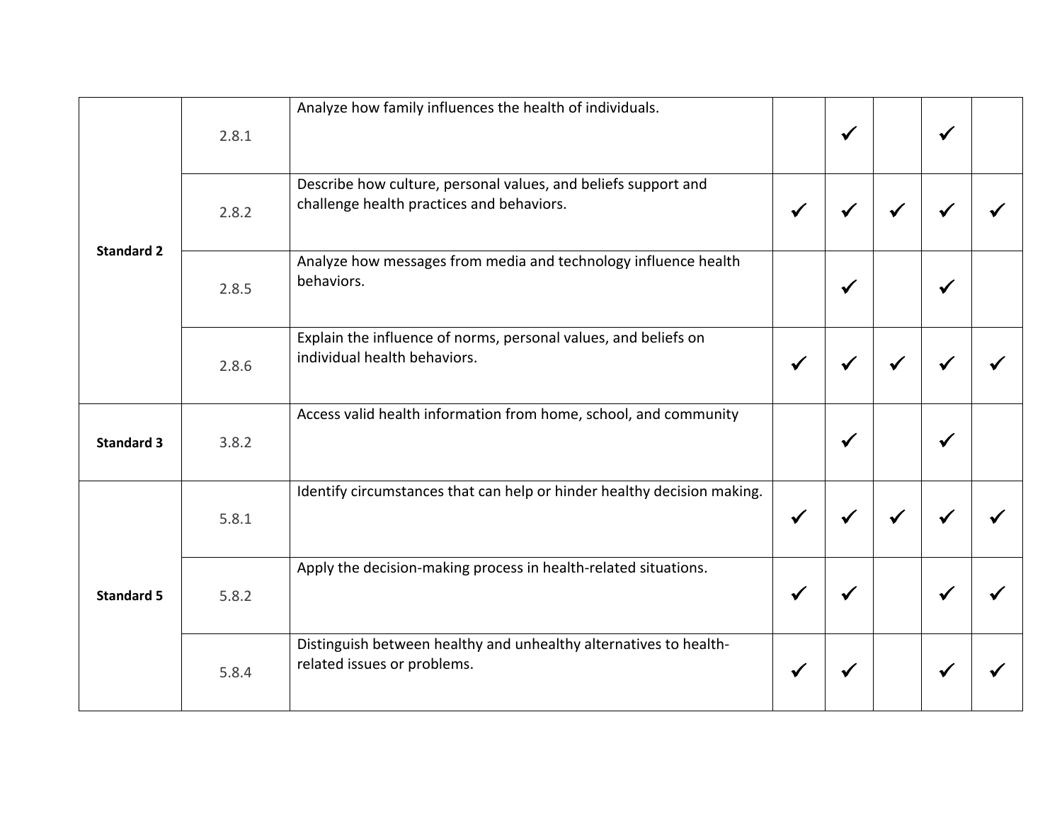| | | | | | | | |
|---|---|---|---|---|---|---|---|
| **Standard 2** | 2.8.1 | Analyze how family influences the health of individuals. | | ✓ | | ✓ | |
| | 2.8.2 | Describe how culture, personal values, and beliefs support and challenge health practices and behaviors. | ✓ | ✓ | ✓ | ✓ | ✓ |
| | 2.8.5 | Analyze how messages from media and technology influence health behaviors. | | ✓ | | ✓ | |
| | 2.8.6 | Explain the influence of norms, personal values, and beliefs on individual health behaviors. | ✓ | ✓ | ✓ | ✓ | ✓ |
| **Standard 3** | 3.8.2 | Access valid health information from home, school, and community | | ✓ | | ✓ | |
| **Standard 5** | 5.8.1 | Identify circumstances that can help or hinder healthy decision making. | ✓ | ✓ | ✓ | ✓ | ✓ |
| | 5.8.2 | Apply the decision-making process in health-related situations. | ✓ | ✓ | | ✓ | ✓ |
| | 5.8.4 | Distinguish between healthy and unhealthy alternatives to health-related issues or problems. | ✓ | ✓ | | ✓ | ✓ |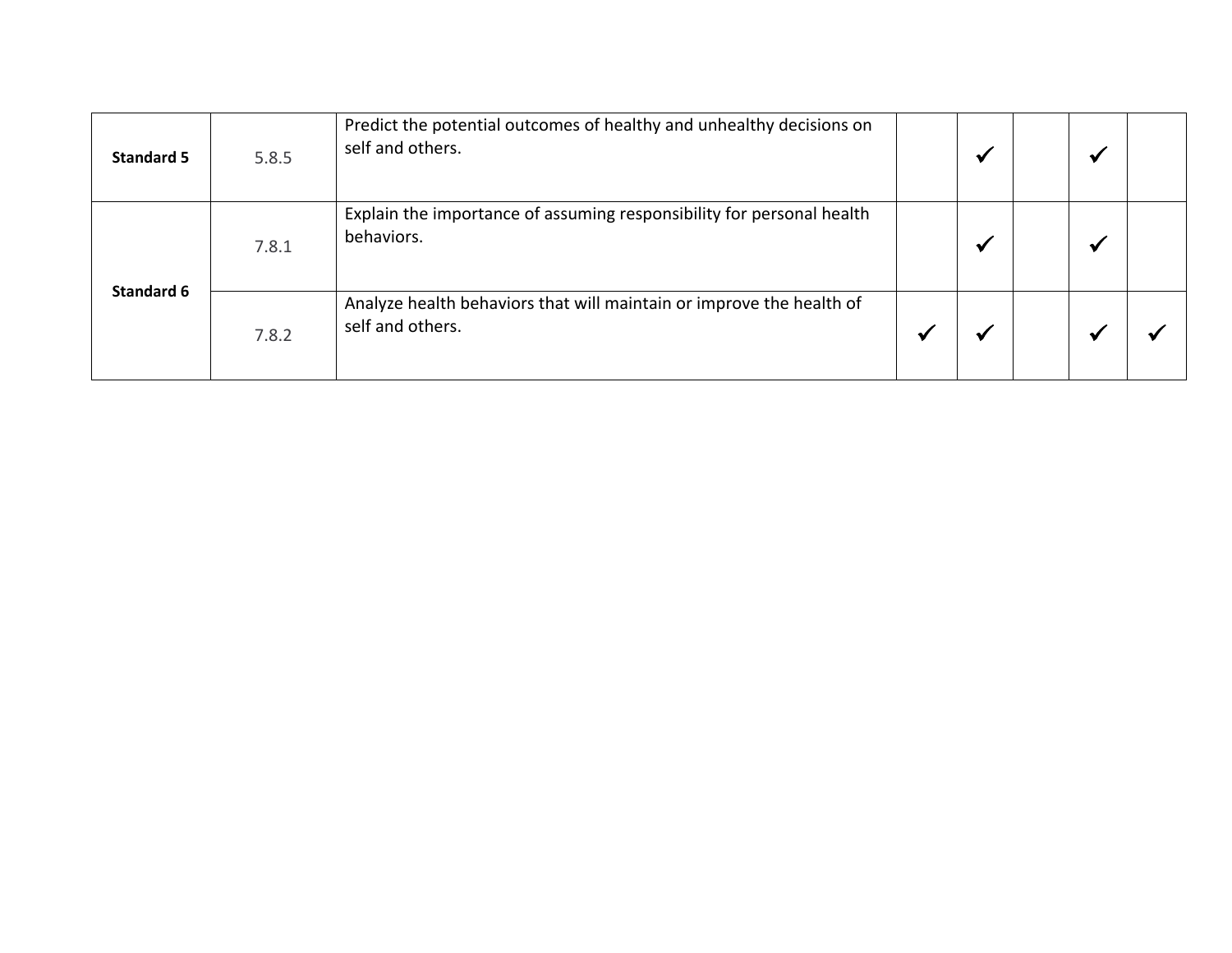| | | | | | | | |
|---|---|---|---|---|---|---|---|
| **Standard 5** | 5.8.5 | Predict the potential outcomes of healthy and unhealthy decisions on self and others. | | ✓ | | ✓ | |
| **Standard 6** | 7.8.1 | Explain the importance of assuming responsibility for personal health behaviors. | | ✓ | | ✓ | |
| | 7.8.2 | Analyze health behaviors that will maintain or improve the health of self and others. | ✓ | ✓ | | ✓ | ✓ |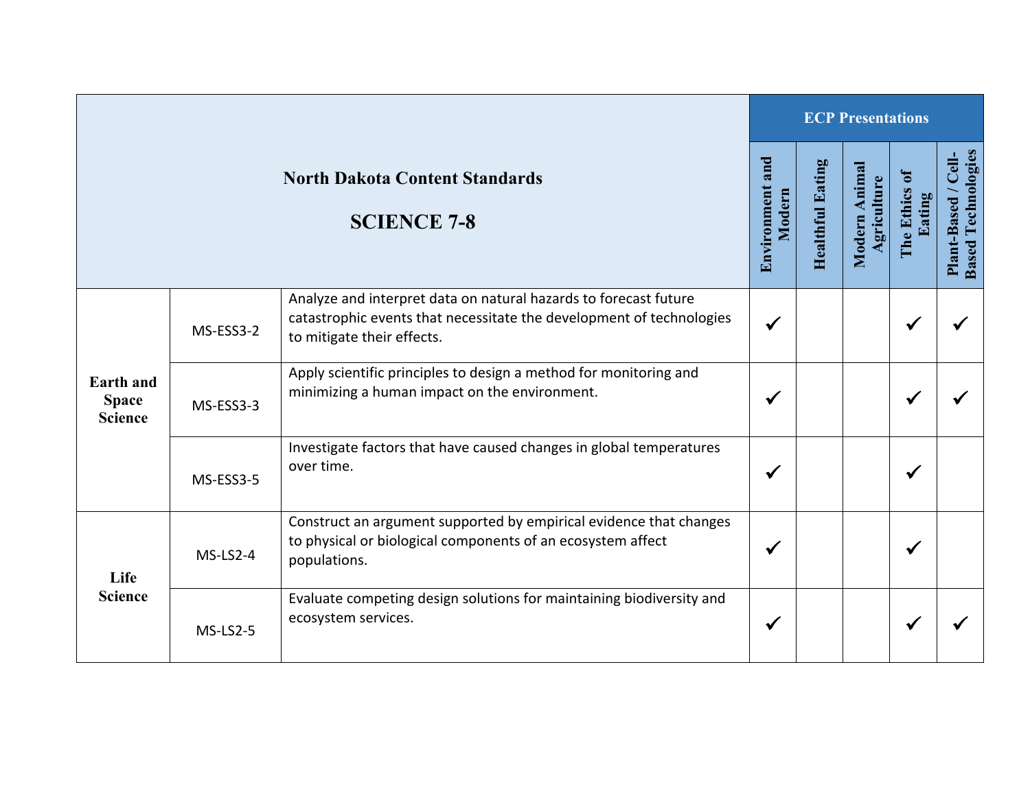| North Dakota Content Standards SCIENCE 7-8 | | | ECP Presentations | | | | |
|---|---|---|---|---|---|---|---|
| | | | Environment and Modern | Healthful Eating | Modern Animal Agriculture | The Ethics of Eating | Plant-Based / Cell-Based Technologies |
| Earth and Space Science | MS-ESS3-2 | Analyze and interpret data on natural hazards to forecast future catastrophic events that necessitate the development of technologies to mitigate their effects. | ✓ | | | ✓ | ✓ |
| | MS-ESS3-3 | Apply scientific principles to design a method for monitoring and minimizing a human impact on the environment. | ✓ | | | ✓ | ✓ |
| | MS-ESS3-5 | Investigate factors that have caused changes in global temperatures over time. | ✓ | | | ✓ | |
| Life Science | MS-LS2-4 | Construct an argument supported by empirical evidence that changes to physical or biological components of an ecosystem affect populations. | ✓ | | | ✓ | |
| | MS-LS2-5 | Evaluate competing design solutions for maintaining biodiversity and ecosystem services. | ✓ | | | ✓ | ✓ |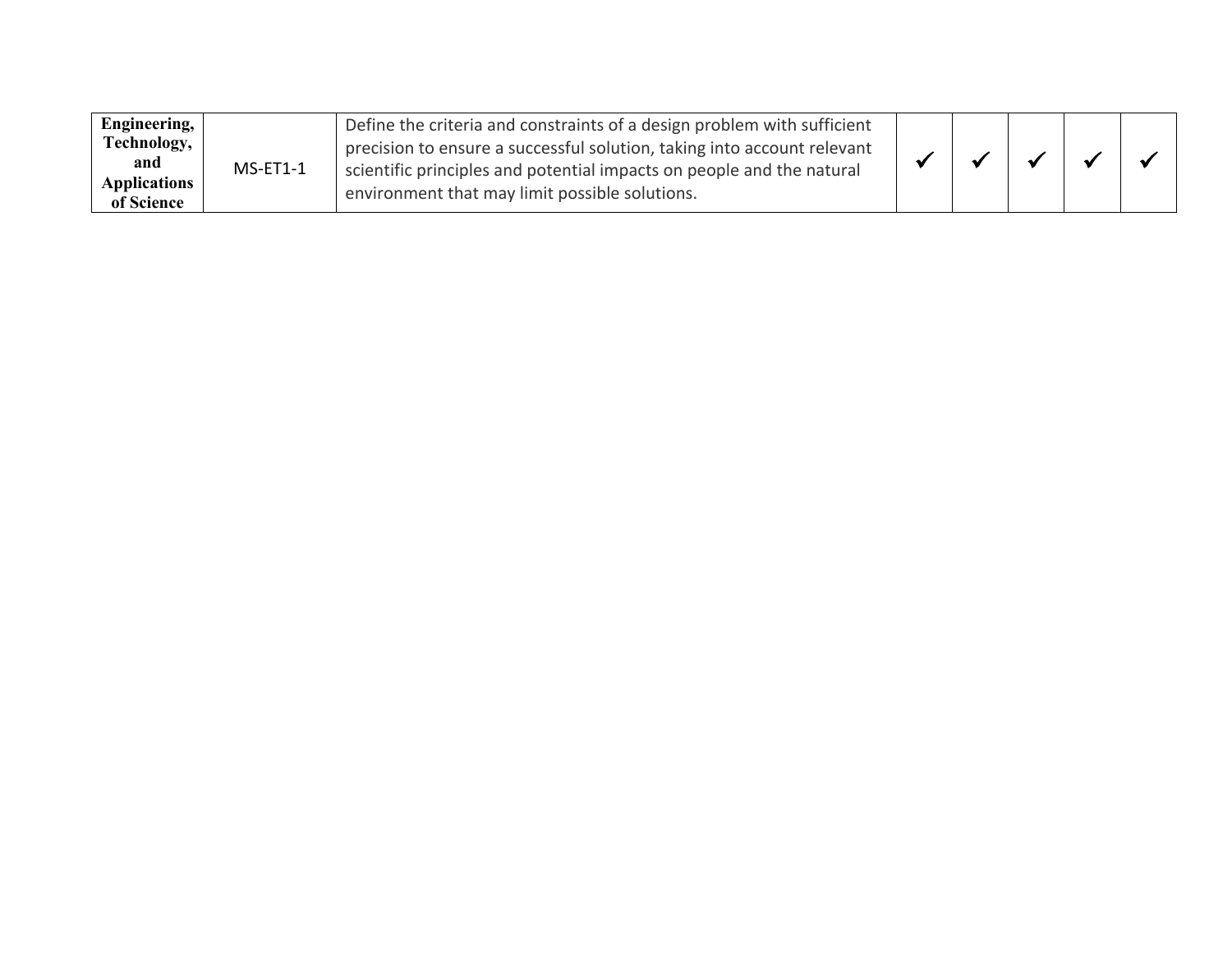| | | | | | | | |
|---|---|---|---|---|---|---|---|
| **Engineering, Technology, and Applications of Science** | MS-ET1-1 | Define the criteria and constraints of a design problem with sufficient precision to ensure a successful solution, taking into account relevant scientific principles and potential impacts on people and the natural environment that may limit possible solutions. | ✓ | ✓ | ✓ | ✓ | ✓ |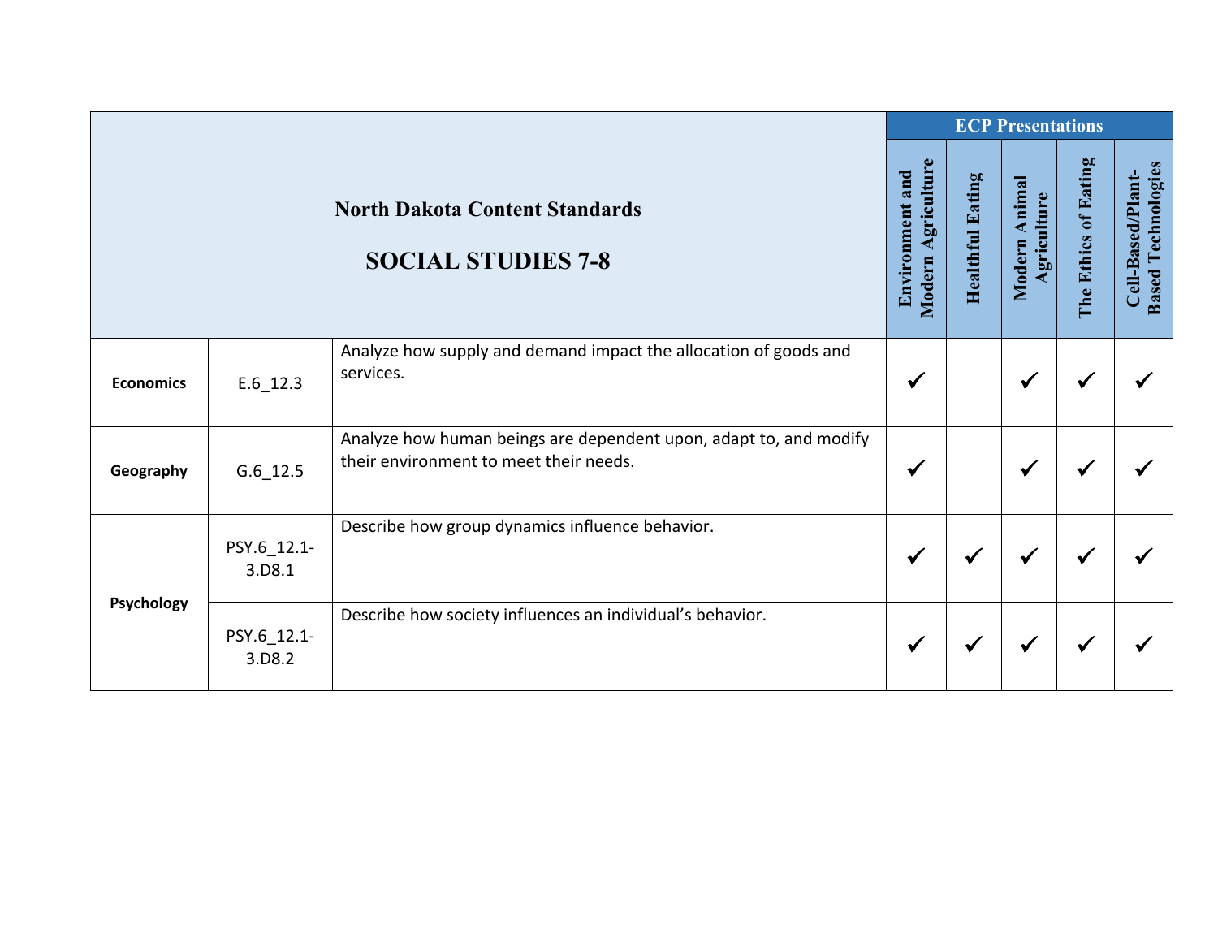| North Dakota Content Standards<br><br>SOCIAL STUDIES 7-8 | | | ECP Presentations | | | | |
|---|---|---|---|---|---|---|---|
| | | | Environment and Modern Agriculture | Healthful Eating | Modern Animal Agriculture | The Ethics of Eating | Cell-Based/Plant-Based Technologies |
| Economics | E.6_12.3 | Analyze how supply and demand impact the allocation of goods and services. | ✓ | | ✓ | ✓ | ✓ |
| Geography | G.6_12.5 | Analyze how human beings are dependent upon, adapt to, and modify their environment to meet their needs. | ✓ | | ✓ | ✓ | ✓ |
| Psychology | PSY.6_12.1-3.D8.1 | Describe how group dynamics influence behavior. | ✓ | ✓ | ✓ | ✓ | ✓ |
| | PSY.6_12.1-3.D8.2 | Describe how society influences an individual's behavior. | ✓ | ✓ | ✓ | ✓ | ✓ |